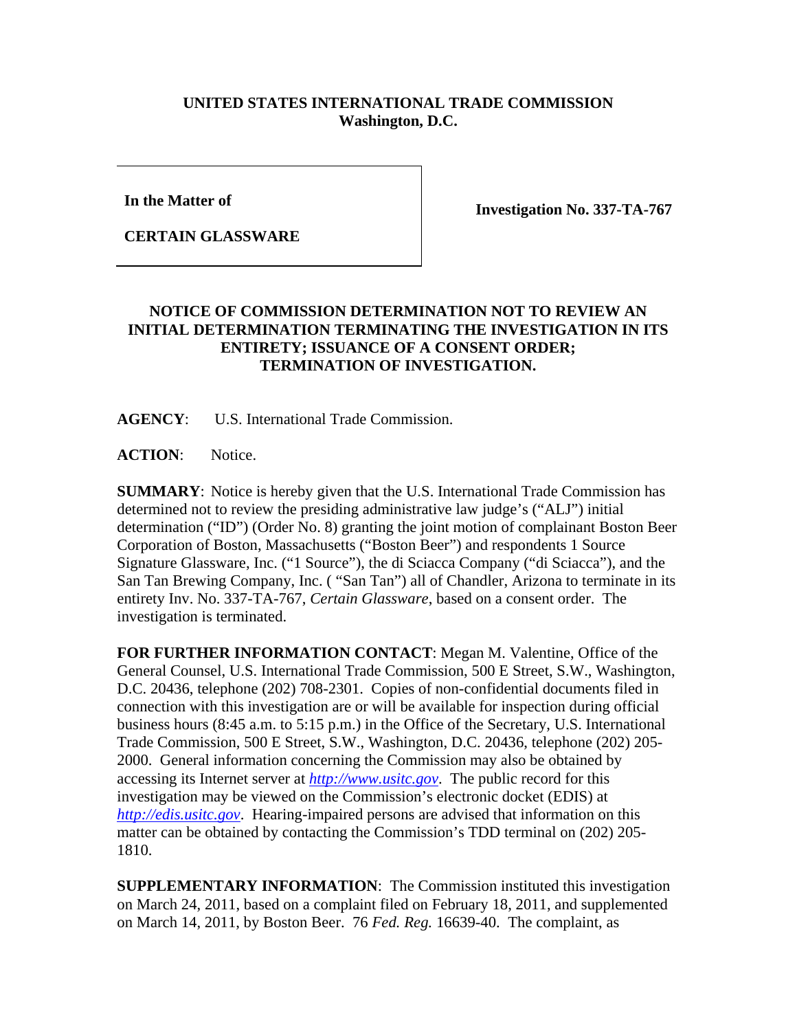**UNITED STATES INTERNATIONAL TRADE COMMISSION**
**Washington, D.C.**

| **In the Matter of**<br><br>**CERTAIN GLASSWARE** | **Investigation No. 337-TA-767** |
|---|---|

**NOTICE OF COMMISSION DETERMINATION NOT TO REVIEW AN INITIAL DETERMINATION TERMINATING THE INVESTIGATION IN ITS ENTIRETY; ISSUANCE OF A CONSENT ORDER; TERMINATION OF INVESTIGATION.**

**AGENCY**: U.S. International Trade Commission.

**ACTION**: Notice.

**SUMMARY**: Notice is hereby given that the U.S. International Trade Commission has determined not to review the presiding administrative law judge's ("ALJ") initial determination ("ID") (Order No. 8) granting the joint motion of complainant Boston Beer Corporation of Boston, Massachusetts ("Boston Beer") and respondents 1 Source Signature Glassware, Inc. ("1 Source"), the di Sciacca Company ("di Sciacca"), and the San Tan Brewing Company, Inc. ( "San Tan") all of Chandler, Arizona to terminate in its entirety Inv. No. 337-TA-767, *Certain Glassware*, based on a consent order. The investigation is terminated.

**FOR FURTHER INFORMATION CONTACT**: Megan M. Valentine, Office of the General Counsel, U.S. International Trade Commission, 500 E Street, S.W., Washington, D.C. 20436, telephone (202) 708-2301. Copies of non-confidential documents filed in connection with this investigation are or will be available for inspection during official business hours (8:45 a.m. to 5:15 p.m.) in the Office of the Secretary, U.S. International Trade Commission, 500 E Street, S.W., Washington, D.C. 20436, telephone (202) 205-2000. General information concerning the Commission may also be obtained by accessing its Internet server at *http://www.usitc.gov*. The public record for this investigation may be viewed on the Commission's electronic docket (EDIS) at *http://edis.usitc.gov*. Hearing-impaired persons are advised that information on this matter can be obtained by contacting the Commission's TDD terminal on (202) 205-1810.

**SUPPLEMENTARY INFORMATION**: The Commission instituted this investigation on March 24, 2011, based on a complaint filed on February 18, 2011, and supplemented on March 14, 2011, by Boston Beer. 76 *Fed. Reg.* 16639-40. The complaint, as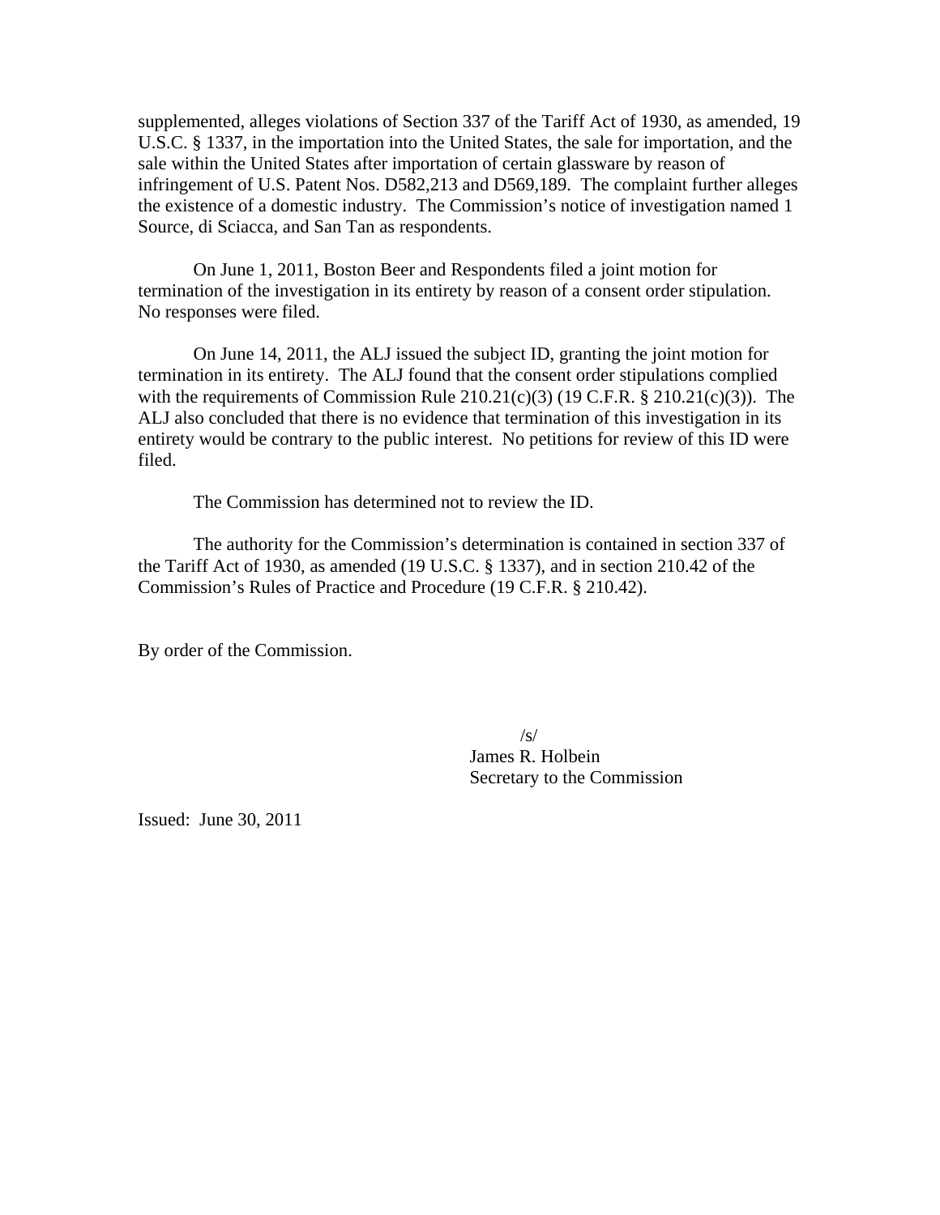supplemented, alleges violations of Section 337 of the Tariff Act of 1930, as amended, 19 U.S.C. § 1337, in the importation into the United States, the sale for importation, and the sale within the United States after importation of certain glassware by reason of infringement of U.S. Patent Nos. D582,213 and D569,189. The complaint further alleges the existence of a domestic industry. The Commission's notice of investigation named 1 Source, di Sciacca, and San Tan as respondents.

On June 1, 2011, Boston Beer and Respondents filed a joint motion for termination of the investigation in its entirety by reason of a consent order stipulation. No responses were filed.

On June 14, 2011, the ALJ issued the subject ID, granting the joint motion for termination in its entirety. The ALJ found that the consent order stipulations complied with the requirements of Commission Rule 210.21(c)(3) (19 C.F.R. § 210.21(c)(3)). The ALJ also concluded that there is no evidence that termination of this investigation in its entirety would be contrary to the public interest. No petitions for review of this ID were filed.

The Commission has determined not to review the ID.

The authority for the Commission's determination is contained in section 337 of the Tariff Act of 1930, as amended (19 U.S.C. § 1337), and in section 210.42 of the Commission's Rules of Practice and Procedure (19 C.F.R. § 210.42).

By order of the Commission.

/s/
James R. Holbein
Secretary to the Commission

Issued: June 30, 2011